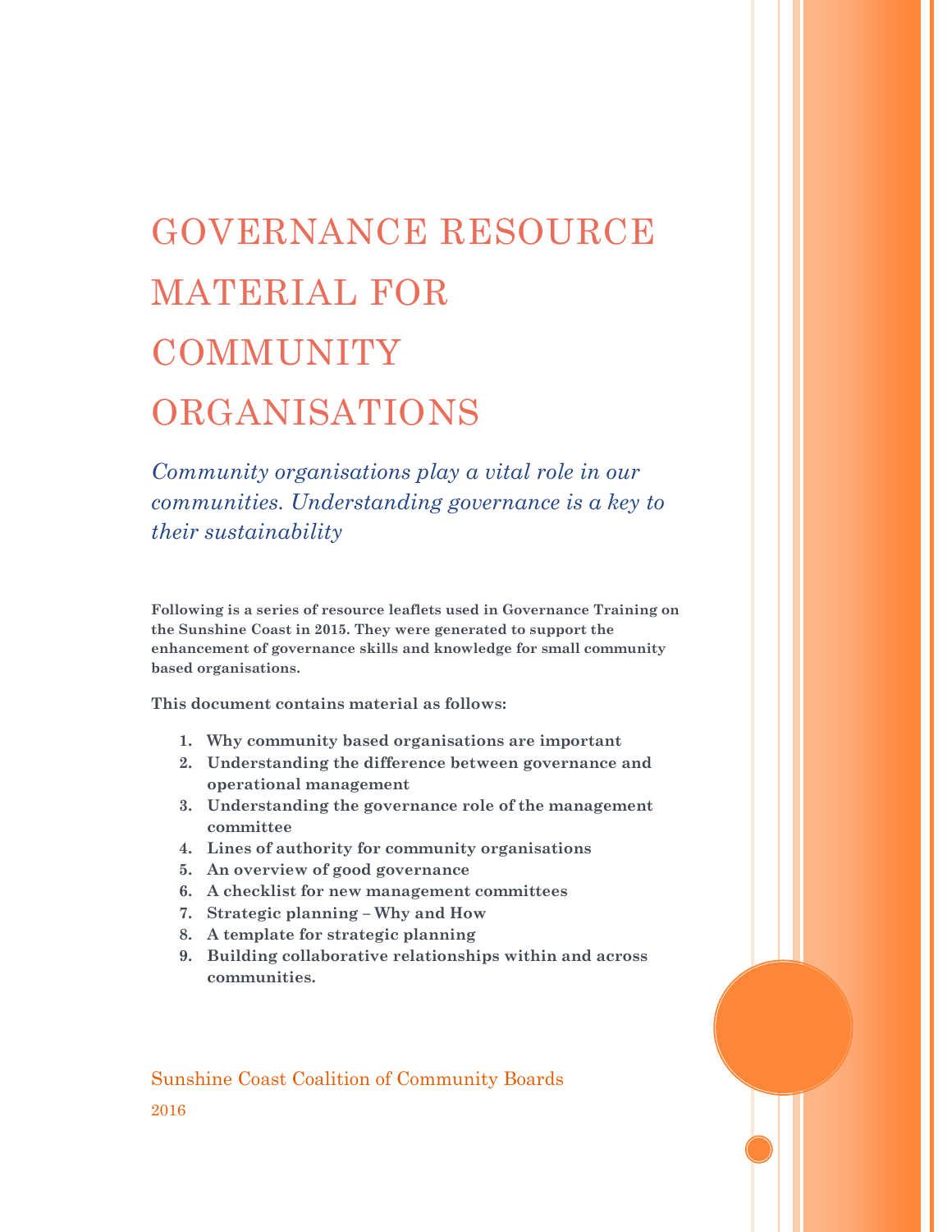# GOVERNANCE RESOURCE MATERIAL FOR COMMUNITY ORGANISATIONS

*Community organisations play a vital role in our communities. Understanding governance is a key to their sustainability*

**Following is a series of resource leaflets used in Governance Training on the Sunshine Coast in 2015. They were generated to support the enhancement of governance skills and knowledge for small community based organisations.**

**This document contains material as follows:**

1. **Why community based organisations are important**
2. **Understanding the difference between governance and operational management**
3. **Understanding the governance role of the management committee**
4. **Lines of authority for community organisations**
5. **An overview of good governance**
6. **A checklist for new management committees**
7. **Strategic planning – Why and How**
8. **A template for strategic planning**
9. **Building collaborative relationships within and across communities.**

Sunshine Coast Coalition of Community Boards

2016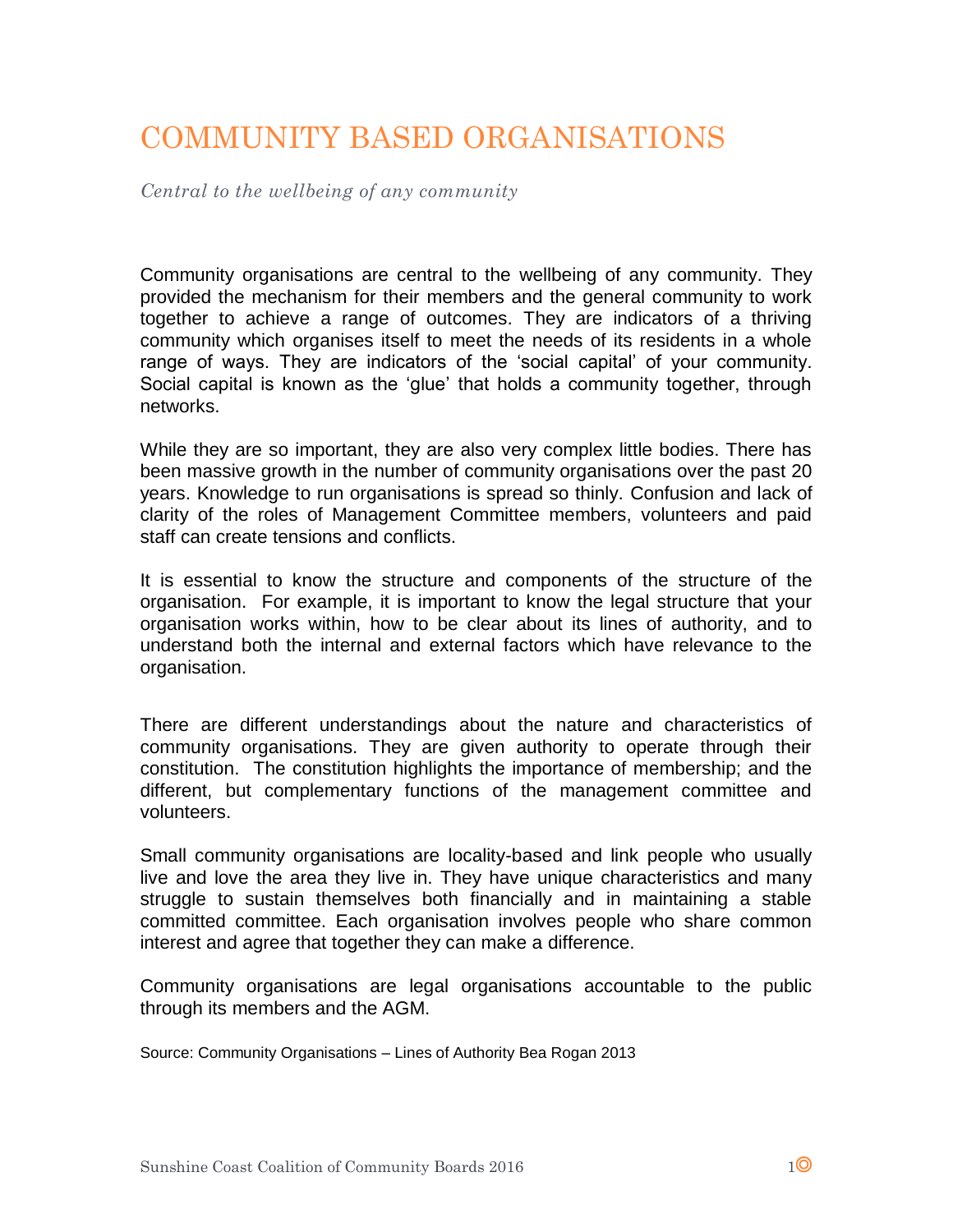# COMMUNITY BASED ORGANISATIONS

*Central to the wellbeing of any community*

Community organisations are central to the wellbeing of any community. They provided the mechanism for their members and the general community to work together to achieve a range of outcomes. They are indicators of a thriving community which organises itself to meet the needs of its residents in a whole range of ways. They are indicators of the 'social capital' of your community. Social capital is known as the 'glue' that holds a community together, through networks.

While they are so important, they are also very complex little bodies. There has been massive growth in the number of community organisations over the past 20 years. Knowledge to run organisations is spread so thinly. Confusion and lack of clarity of the roles of Management Committee members, volunteers and paid staff can create tensions and conflicts.

It is essential to know the structure and components of the structure of the organisation. For example, it is important to know the legal structure that your organisation works within, how to be clear about its lines of authority, and to understand both the internal and external factors which have relevance to the organisation.

There are different understandings about the nature and characteristics of community organisations. They are given authority to operate through their constitution. The constitution highlights the importance of membership; and the different, but complementary functions of the management committee and volunteers.

Small community organisations are locality-based and link people who usually live and love the area they live in. They have unique characteristics and many struggle to sustain themselves both financially and in maintaining a stable committed committee. Each organisation involves people who share common interest and agree that together they can make a difference.

Community organisations are legal organisations accountable to the public through its members and the AGM.

Source: Community Organisations – Lines of Authority Bea Rogan 2013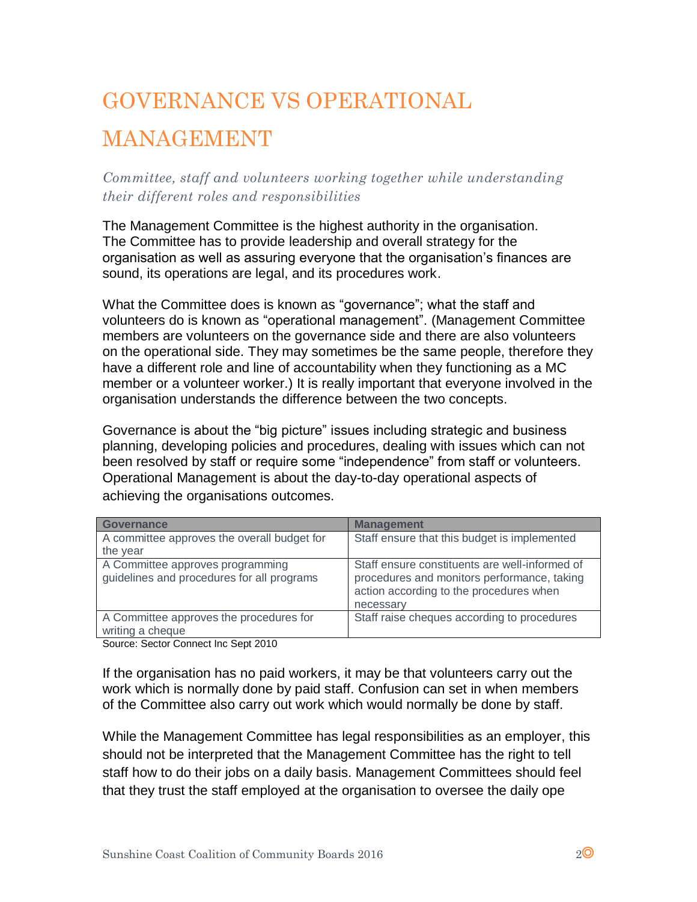# GOVERNANCE VS OPERATIONAL MANAGEMENT

*Committee, staff and volunteers working together while understanding their different roles and responsibilities*

The Management Committee is the highest authority in the organisation. The Committee has to provide leadership and overall strategy for the organisation as well as assuring everyone that the organisation's finances are sound, its operations are legal, and its procedures work.

What the Committee does is known as "governance"; what the staff and volunteers do is known as "operational management". (Management Committee members are volunteers on the governance side and there are also volunteers on the operational side. They may sometimes be the same people, therefore they have a different role and line of accountability when they functioning as a MC member or a volunteer worker.) It is really important that everyone involved in the organisation understands the difference between the two concepts.

Governance is about the "big picture" issues including strategic and business planning, developing policies and procedures, dealing with issues which can not been resolved by staff or require some "independence" from staff or volunteers. Operational Management is about the day-to-day operational aspects of achieving the organisations outcomes.

| Governance | Management |
|---|---|
| A committee approves the overall budget for the year | Staff ensure that this budget is implemented |
| A Committee approves programming guidelines and procedures for all programs | Staff ensure constituents are well-informed of procedures and monitors performance, taking action according to the procedures when necessary |
| A Committee approves the procedures for writing a cheque | Staff raise cheques according to procedures |

Source: Sector Connect Inc Sept 2010

If the organisation has no paid workers, it may be that volunteers carry out the work which is normally done by paid staff. Confusion can set in when members of the Committee also carry out work which would normally be done by staff.

While the Management Committee has legal responsibilities as an employer, this should not be interpreted that the Management Committee has the right to tell staff how to do their jobs on a daily basis. Management Committees should feel that they trust the staff employed at the organisation to oversee the daily ope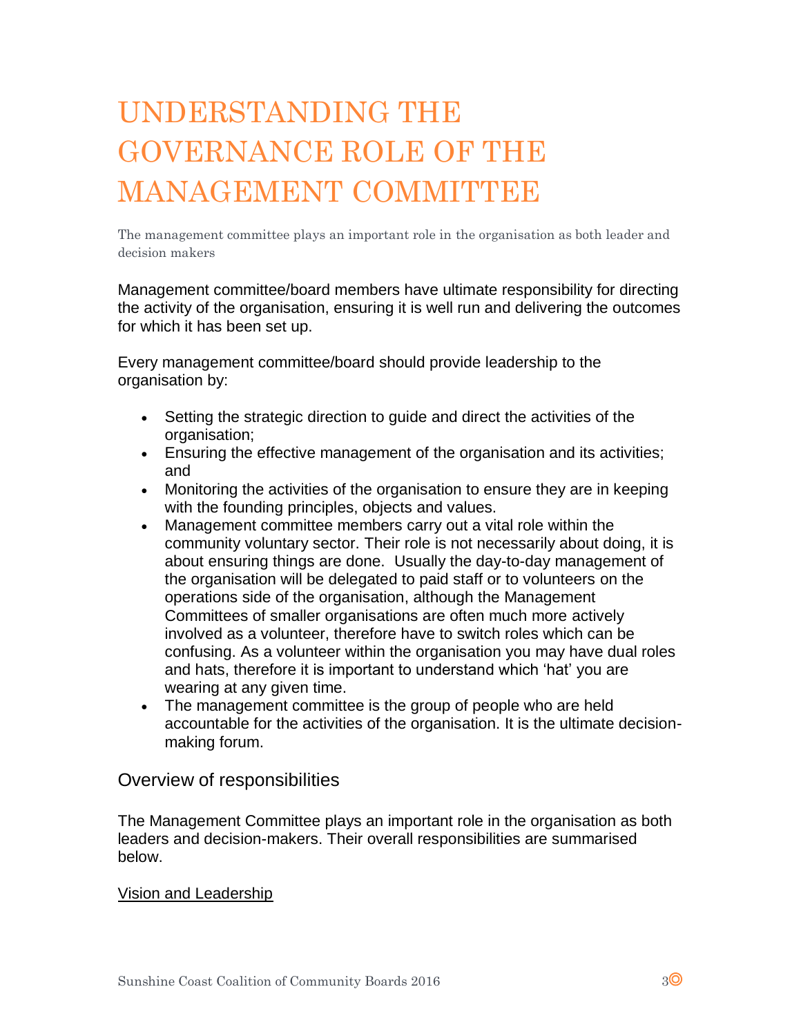# UNDERSTANDING THE GOVERNANCE ROLE OF THE MANAGEMENT COMMITTEE

The management committee plays an important role in the organisation as both leader and decision makers

Management committee/board members have ultimate responsibility for directing the activity of the organisation, ensuring it is well run and delivering the outcomes for which it has been set up.

Every management committee/board should provide leadership to the organisation by:

- Setting the strategic direction to guide and direct the activities of the organisation;
- Ensuring the effective management of the organisation and its activities; and
- Monitoring the activities of the organisation to ensure they are in keeping with the founding principles, objects and values.
- Management committee members carry out a vital role within the community voluntary sector. Their role is not necessarily about doing, it is about ensuring things are done. Usually the day-to-day management of the organisation will be delegated to paid staff or to volunteers on the operations side of the organisation, although the Management Committees of smaller organisations are often much more actively involved as a volunteer, therefore have to switch roles which can be confusing. As a volunteer within the organisation you may have dual roles and hats, therefore it is important to understand which 'hat' you are wearing at any given time.
- The management committee is the group of people who are held accountable for the activities of the organisation. It is the ultimate decision-making forum.

## Overview of responsibilities

The Management Committee plays an important role in the organisation as both leaders and decision-makers. Their overall responsibilities are summarised below.

<u>Vision and Leadership</u>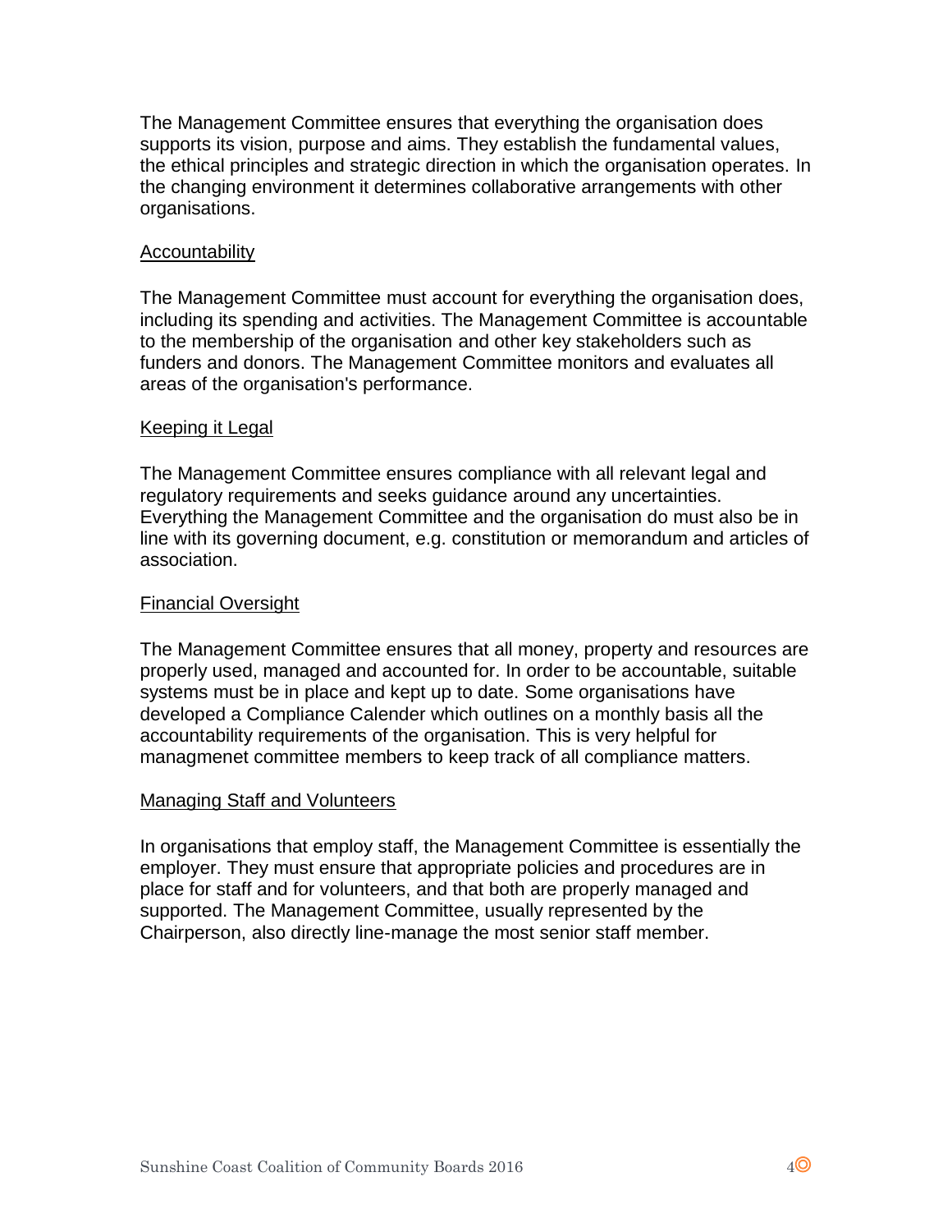The Management Committee ensures that everything the organisation does supports its vision, purpose and aims. They establish the fundamental values, the ethical principles and strategic direction in which the organisation operates. In the changing environment it determines collaborative arrangements with other organisations.

<u>Accountability</u>

The Management Committee must account for everything the organisation does, including its spending and activities. The Management Committee is accountable to the membership of the organisation and other key stakeholders such as funders and donors. The Management Committee monitors and evaluates all areas of the organisation's performance.

<u>Keeping it Legal</u>

The Management Committee ensures compliance with all relevant legal and regulatory requirements and seeks guidance around any uncertainties. Everything the Management Committee and the organisation do must also be in line with its governing document, e.g. constitution or memorandum and articles of association.

<u>Financial Oversight</u>

The Management Committee ensures that all money, property and resources are properly used, managed and accounted for. In order to be accountable, suitable systems must be in place and kept up to date. Some organisations have developed a Compliance Calender which outlines on a monthly basis all the accountability requirements of the organisation. This is very helpful for managmenet committee members to keep track of all compliance matters.

<u>Managing Staff and Volunteers</u>

In organisations that employ staff, the Management Committee is essentially the employer. They must ensure that appropriate policies and procedures are in place for staff and for volunteers, and that both are properly managed and supported. The Management Committee, usually represented by the Chairperson, also directly line-manage the most senior staff member.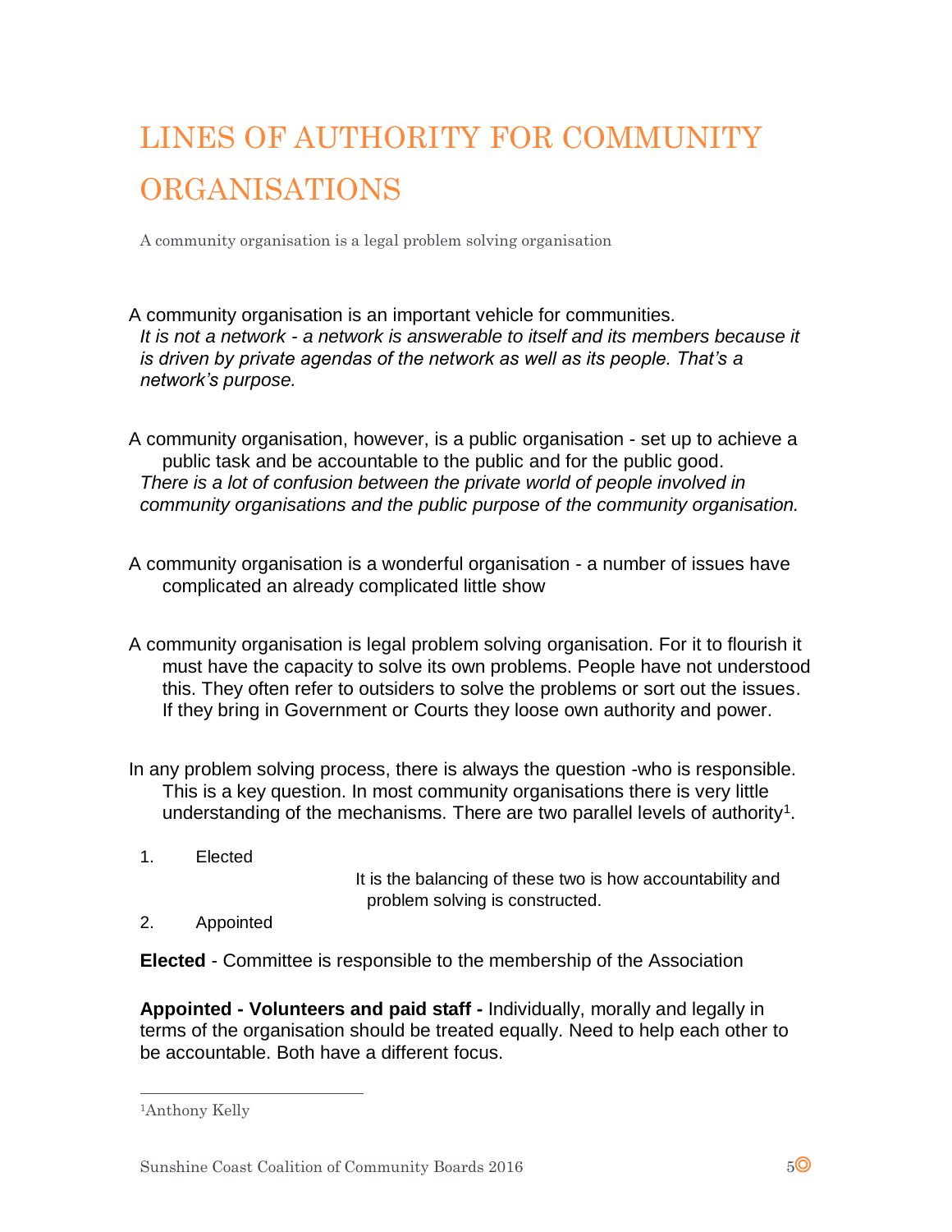# LINES OF AUTHORITY FOR COMMUNITY ORGANISATIONS

A community organisation is a legal problem solving organisation

A community organisation is an important vehicle for communities.
*It is not a network - a network is answerable to itself and its members because it is driven by private agendas of the network as well as its people. That's a network's purpose.*

A community organisation, however, is a public organisation - set up to achieve a public task and be accountable to the public and for the public good.
*There is a lot of confusion between the private world of people involved in community organisations and the public purpose of the community organisation.*

A community organisation is a wonderful organisation - a number of issues have complicated an already complicated little show

A community organisation is legal problem solving organisation. For it to flourish it must have the capacity to solve its own problems. People have not understood this. They often refer to outsiders to solve the problems or sort out the issues. If they bring in Government or Courts they loose own authority and power.

In any problem solving process, there is always the question -who is responsible. This is a key question. In most community organisations there is very little understanding of the mechanisms. There are two parallel levels of authority[1].

1. Elected
2. Appointed

It is the balancing of these two is how accountability and problem solving is constructed.

**Elected** - Committee is responsible to the membership of the Association

**Appointed - Volunteers and paid staff -** Individually, morally and legally in terms of the organisation should be treated equally. Need to help each other to be accountable. Both have a different focus.

[1]Anthony Kelly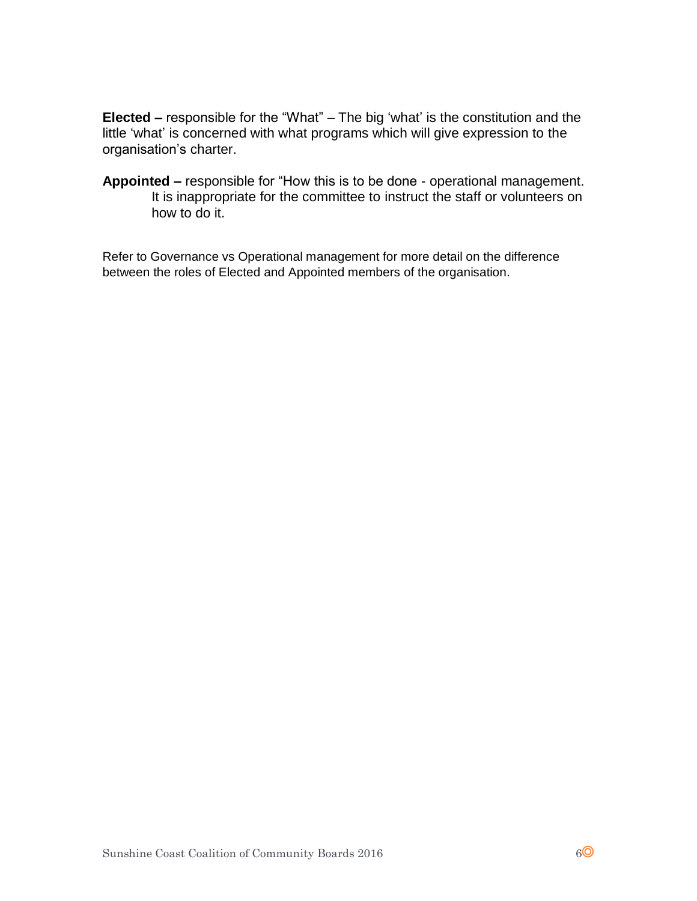**Elected –** responsible for the "What" – The big 'what' is the constitution and the little 'what' is concerned with what programs which will give expression to the organisation's charter.

**Appointed –** responsible for "How this is to be done - operational management. It is inappropriate for the committee to instruct the staff or volunteers on how to do it.

Refer to Governance vs Operational management for more detail on the difference between the roles of Elected and Appointed members of the organisation.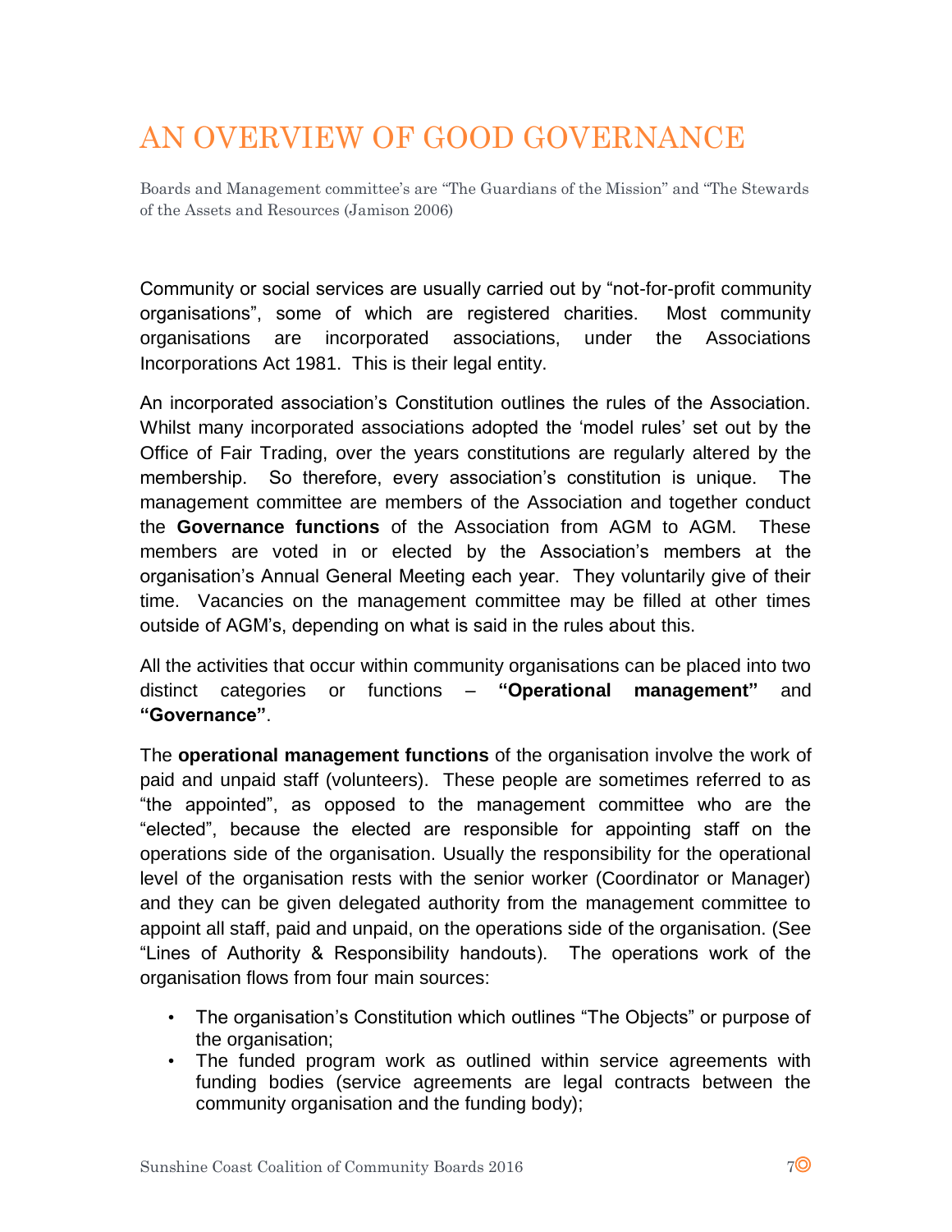# AN OVERVIEW OF GOOD GOVERNANCE

Boards and Management committee's are "The Guardians of the Mission" and "The Stewards of the Assets and Resources (Jamison 2006)

Community or social services are usually carried out by "not-for-profit community organisations", some of which are registered charities. Most community organisations are incorporated associations, under the Associations Incorporations Act 1981. This is their legal entity.

An incorporated association's Constitution outlines the rules of the Association. Whilst many incorporated associations adopted the 'model rules' set out by the Office of Fair Trading, over the years constitutions are regularly altered by the membership. So therefore, every association's constitution is unique. The management committee are members of the Association and together conduct the **Governance functions** of the Association from AGM to AGM. These members are voted in or elected by the Association's members at the organisation's Annual General Meeting each year. They voluntarily give of their time. Vacancies on the management committee may be filled at other times outside of AGM's, depending on what is said in the rules about this.

All the activities that occur within community organisations can be placed into two distinct categories or functions – **"Operational management"** and **"Governance"**.

The **operational management functions** of the organisation involve the work of paid and unpaid staff (volunteers). These people are sometimes referred to as "the appointed", as opposed to the management committee who are the "elected", because the elected are responsible for appointing staff on the operations side of the organisation. Usually the responsibility for the operational level of the organisation rests with the senior worker (Coordinator or Manager) and they can be given delegated authority from the management committee to appoint all staff, paid and unpaid, on the operations side of the organisation. (See "Lines of Authority & Responsibility handouts). The operations work of the organisation flows from four main sources:

- The organisation's Constitution which outlines "The Objects" or purpose of the organisation;
- The funded program work as outlined within service agreements with funding bodies (service agreements are legal contracts between the community organisation and the funding body);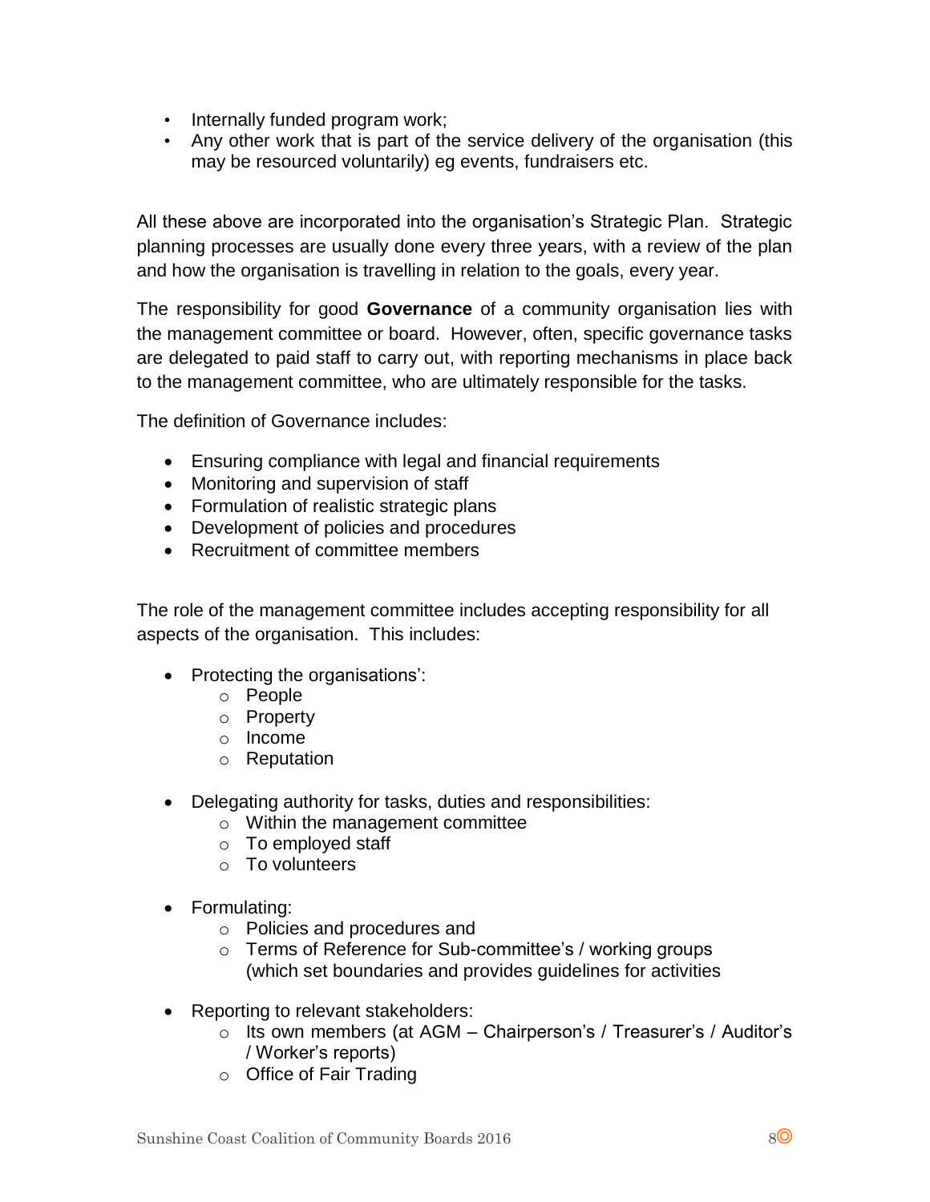- Internally funded program work;
- Any other work that is part of the service delivery of the organisation (this may be resourced voluntarily) eg events, fundraisers etc.

All these above are incorporated into the organisation's Strategic Plan. Strategic planning processes are usually done every three years, with a review of the plan and how the organisation is travelling in relation to the goals, every year.

The responsibility for good **Governance** of a community organisation lies with the management committee or board. However, often, specific governance tasks are delegated to paid staff to carry out, with reporting mechanisms in place back to the management committee, who are ultimately responsible for the tasks.

The definition of Governance includes:

- Ensuring compliance with legal and financial requirements
- Monitoring and supervision of staff
- Formulation of realistic strategic plans
- Development of policies and procedures
- Recruitment of committee members

The role of the management committee includes accepting responsibility for all aspects of the organisation. This includes:

- Protecting the organisations':
  - People
  - Property
  - Income
  - Reputation
- Delegating authority for tasks, duties and responsibilities:
  - Within the management committee
  - To employed staff
  - To volunteers
- Formulating:
  - Policies and procedures and
  - Terms of Reference for Sub-committee's / working groups (which set boundaries and provides guidelines for activities
- Reporting to relevant stakeholders:
  - Its own members (at AGM – Chairperson's / Treasurer's / Auditor's / Worker's reports)
  - Office of Fair Trading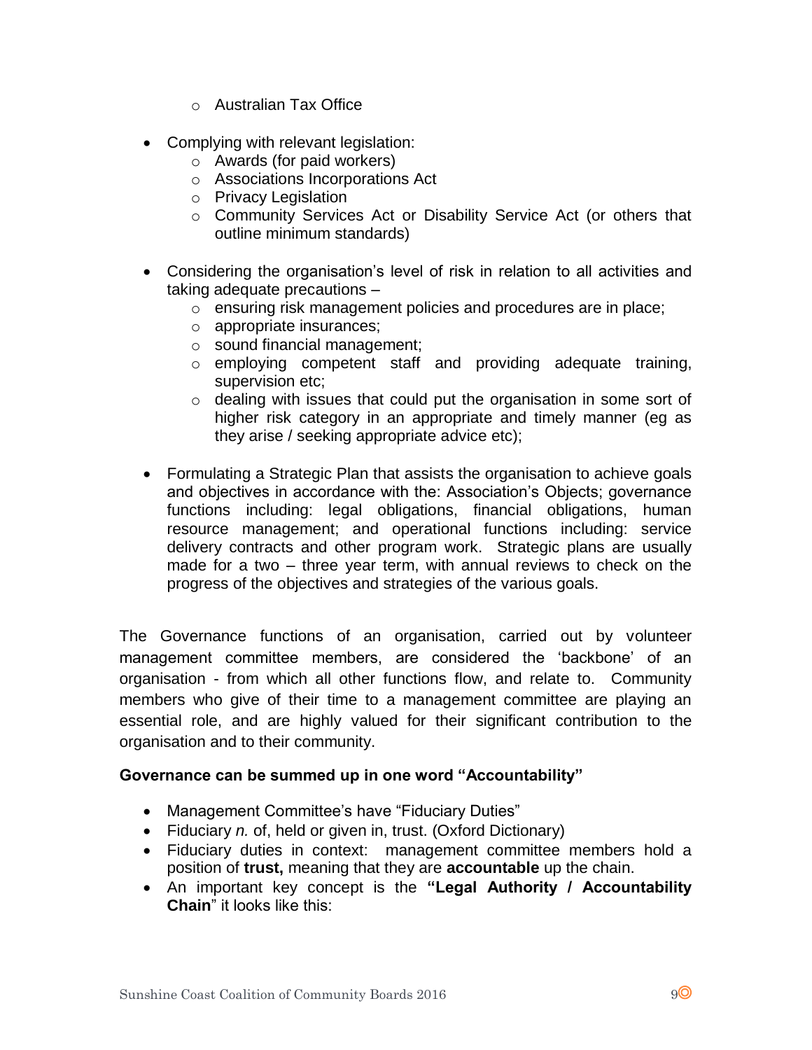- Australian Tax Office

- Complying with relevant legislation:
    - Awards (for paid workers)
    - Associations Incorporations Act
    - Privacy Legislation
    - Community Services Act or Disability Service Act (or others that outline minimum standards)

- Considering the organisation's level of risk in relation to all activities and taking adequate precautions –
    - ensuring risk management policies and procedures are in place;
    - appropriate insurances;
    - sound financial management;
    - employing competent staff and providing adequate training, supervision etc;
    - dealing with issues that could put the organisation in some sort of higher risk category in an appropriate and timely manner (eg as they arise / seeking appropriate advice etc);

- Formulating a Strategic Plan that assists the organisation to achieve goals and objectives in accordance with the: Association's Objects; governance functions including: legal obligations, financial obligations, human resource management; and operational functions including: service delivery contracts and other program work. Strategic plans are usually made for a two – three year term, with annual reviews to check on the progress of the objectives and strategies of the various goals.

The Governance functions of an organisation, carried out by volunteer management committee members, are considered the 'backbone' of an organisation - from which all other functions flow, and relate to. Community members who give of their time to a management committee are playing an essential role, and are highly valued for their significant contribution to the organisation and to their community.

**Governance can be summed up in one word "Accountability"**

- Management Committee's have "Fiduciary Duties"
- Fiduciary *n.* of, held or given in, trust. (Oxford Dictionary)
- Fiduciary duties in context: management committee members hold a position of **trust,** meaning that they are **accountable** up the chain.
- An important key concept is the **"Legal Authority / Accountability Chain**" it looks like this: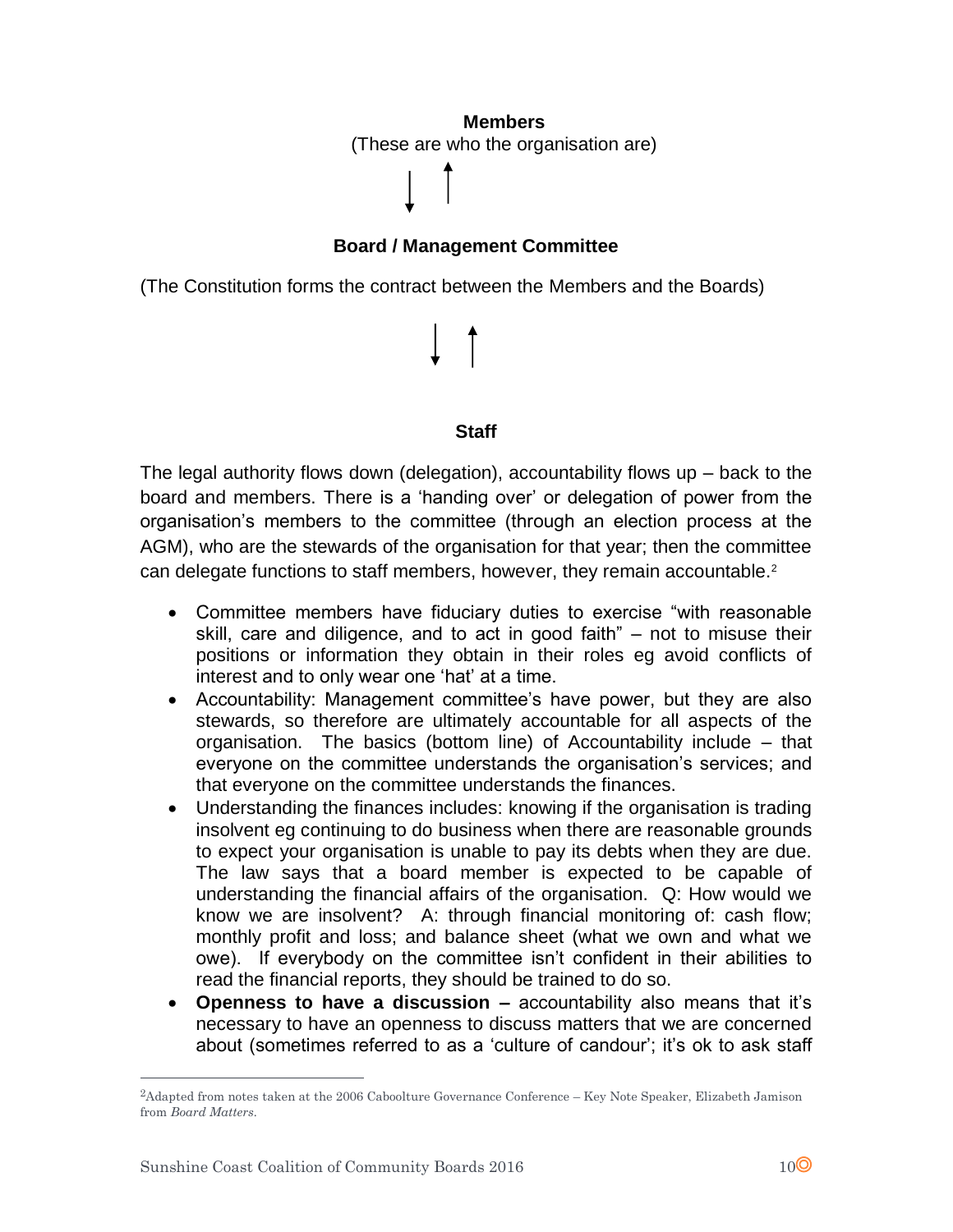**Members**

(These are who the organisation are)

↓ ↑

**Board / Management Committee**

(The Constitution forms the contract between the Members and the Boards)

↓ ↑

**Staff**

The legal authority flows down (delegation), accountability flows up – back to the board and members. There is a 'handing over' or delegation of power from the organisation's members to the committee (through an election process at the AGM), who are the stewards of the organisation for that year; then the committee can delegate functions to staff members, however, they remain accountable.[2]

- Committee members have fiduciary duties to exercise "with reasonable skill, care and diligence, and to act in good faith" – not to misuse their positions or information they obtain in their roles eg avoid conflicts of interest and to only wear one 'hat' at a time.
- Accountability: Management committee's have power, but they are also stewards, so therefore are ultimately accountable for all aspects of the organisation. The basics (bottom line) of Accountability include – that everyone on the committee understands the organisation's services; and that everyone on the committee understands the finances.
- Understanding the finances includes: knowing if the organisation is trading insolvent eg continuing to do business when there are reasonable grounds to expect your organisation is unable to pay its debts when they are due. The law says that a board member is expected to be capable of understanding the financial affairs of the organisation. Q: How would we know we are insolvent? A: through financial monitoring of: cash flow; monthly profit and loss; and balance sheet (what we own and what we owe). If everybody on the committee isn't confident in their abilities to read the financial reports, they should be trained to do so.
- **Openness to have a discussion –** accountability also means that it's necessary to have an openness to discuss matters that we are concerned about (sometimes referred to as a 'culture of candour'; it's ok to ask staff

[2] Adapted from notes taken at the 2006 Caboolture Governance Conference – Key Note Speaker, Elizabeth Jamison from *Board Matters*.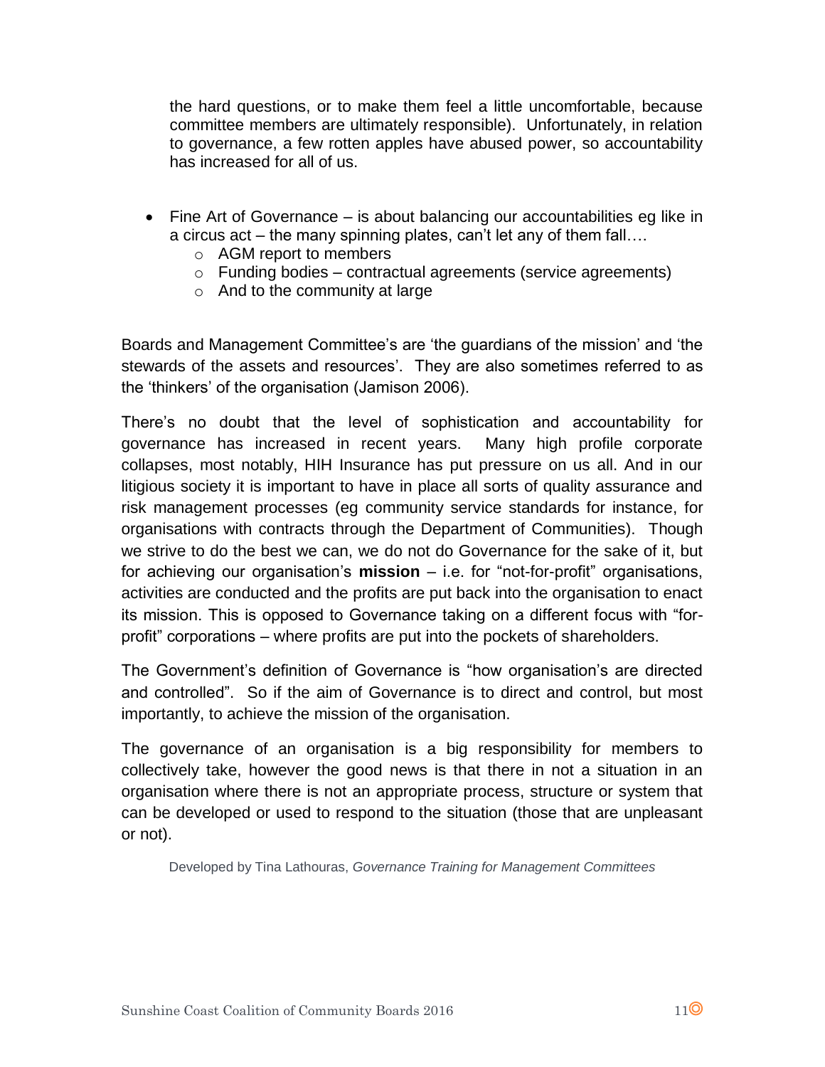the hard questions, or to make them feel a little uncomfortable, because committee members are ultimately responsible). Unfortunately, in relation to governance, a few rotten apples have abused power, so accountability has increased for all of us.

- Fine Art of Governance – is about balancing our accountabilities eg like in a circus act – the many spinning plates, can't let any of them fall….
    - AGM report to members
    - Funding bodies – contractual agreements (service agreements)
    - And to the community at large

Boards and Management Committee's are 'the guardians of the mission' and 'the stewards of the assets and resources'. They are also sometimes referred to as the 'thinkers' of the organisation (Jamison 2006).

There's no doubt that the level of sophistication and accountability for governance has increased in recent years. Many high profile corporate collapses, most notably, HIH Insurance has put pressure on us all. And in our litigious society it is important to have in place all sorts of quality assurance and risk management processes (eg community service standards for instance, for organisations with contracts through the Department of Communities). Though we strive to do the best we can, we do not do Governance for the sake of it, but for achieving our organisation's **mission** – i.e. for "not-for-profit" organisations, activities are conducted and the profits are put back into the organisation to enact its mission. This is opposed to Governance taking on a different focus with "for-profit" corporations – where profits are put into the pockets of shareholders.

The Government's definition of Governance is "how organisation's are directed and controlled". So if the aim of Governance is to direct and control, but most importantly, to achieve the mission of the organisation.

The governance of an organisation is a big responsibility for members to collectively take, however the good news is that there in not a situation in an organisation where there is not an appropriate process, structure or system that can be developed or used to respond to the situation (those that are unpleasant or not).

Developed by Tina Lathouras, *Governance Training for Management Committees*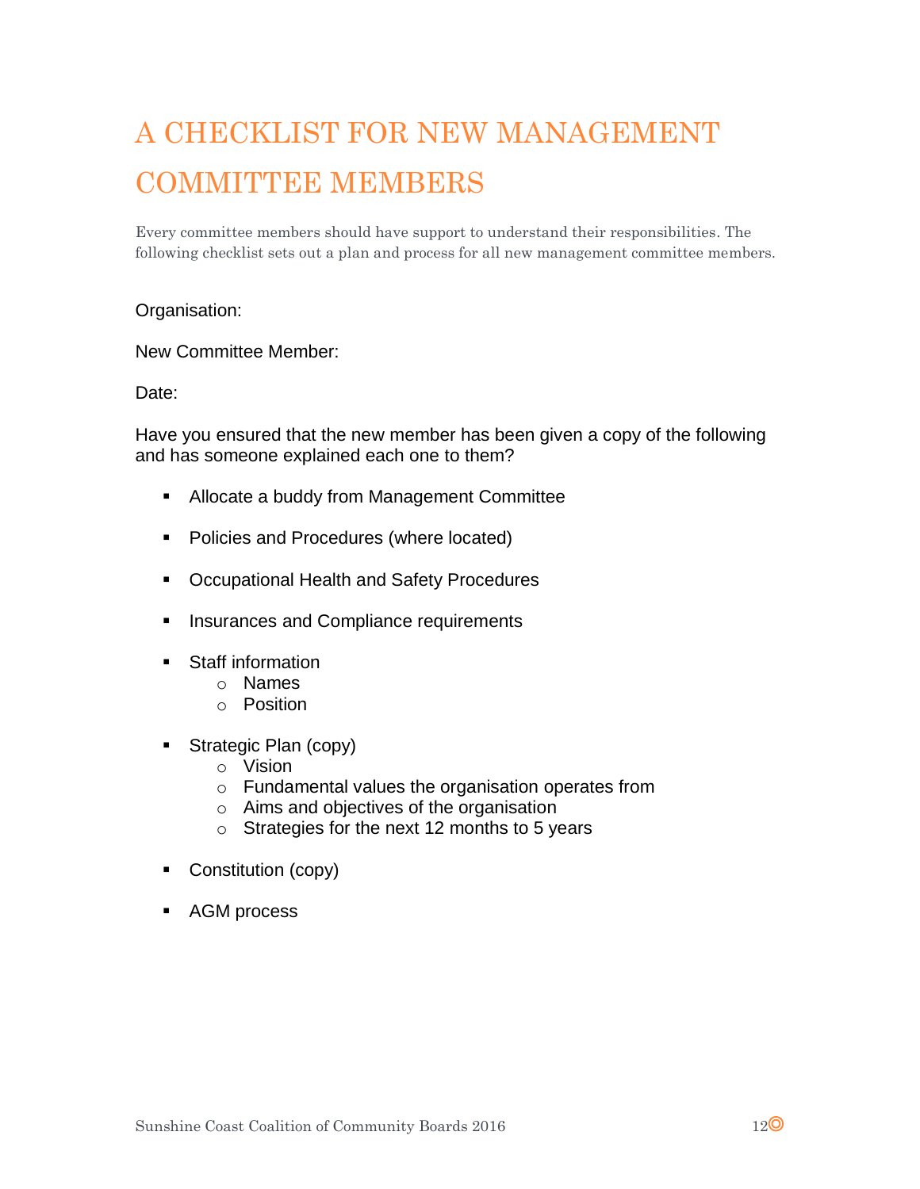# A CHECKLIST FOR NEW MANAGEMENT COMMITTEE MEMBERS

Every committee members should have support to understand their responsibilities. The following checklist sets out a plan and process for all new management committee members.

Organisation:

New Committee Member:

Date:

Have you ensured that the new member has been given a copy of the following and has someone explained each one to them?

- Allocate a buddy from Management Committee
- Policies and Procedures (where located)
- Occupational Health and Safety Procedures
- Insurances and Compliance requirements
- Staff information
  - Names
  - Position
- Strategic Plan (copy)
  - Vision
  - Fundamental values the organisation operates from
  - Aims and objectives of the organisation
  - Strategies for the next 12 months to 5 years
- Constitution (copy)
- AGM process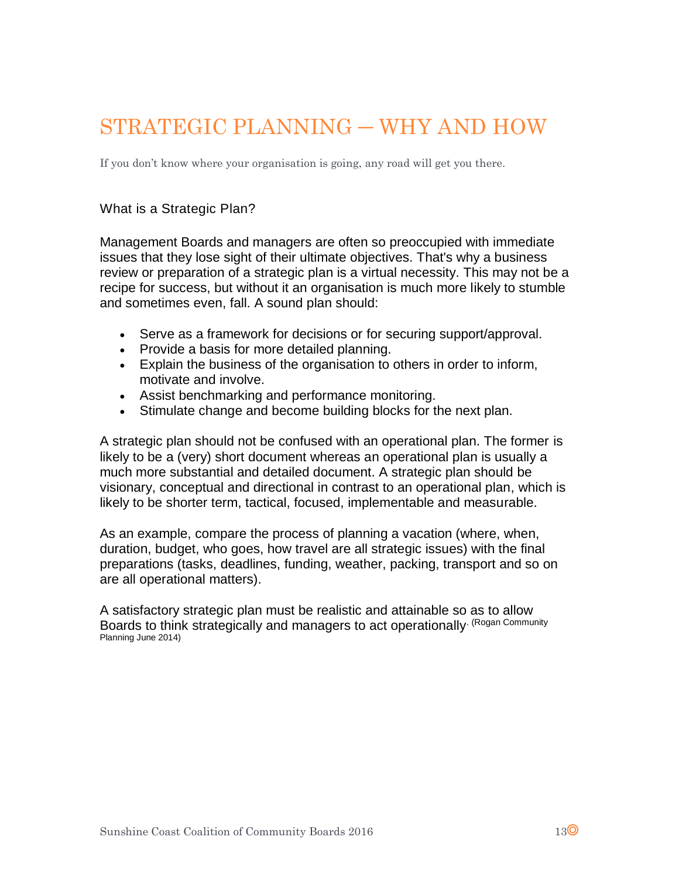# STRATEGIC PLANNING – WHY AND HOW

If you don't know where your organisation is going, any road will get you there.

## What is a Strategic Plan?

Management Boards and managers are often so preoccupied with immediate issues that they lose sight of their ultimate objectives. That's why a business review or preparation of a strategic plan is a virtual necessity. This may not be a recipe for success, but without it an organisation is much more likely to stumble and sometimes even, fall. A sound plan should:

- Serve as a framework for decisions or for securing support/approval.
- Provide a basis for more detailed planning.
- Explain the business of the organisation to others in order to inform, motivate and involve.
- Assist benchmarking and performance monitoring.
- Stimulate change and become building blocks for the next plan.

A strategic plan should not be confused with an operational plan. The former is likely to be a (very) short document whereas an operational plan is usually a much more substantial and detailed document. A strategic plan should be visionary, conceptual and directional in contrast to an operational plan, which is likely to be shorter term, tactical, focused, implementable and measurable.

As an example, compare the process of planning a vacation (where, when, duration, budget, who goes, how travel are all strategic issues) with the final preparations (tasks, deadlines, funding, weather, packing, transport and so on are all operational matters).

A satisfactory strategic plan must be realistic and attainable so as to allow Boards to think strategically and managers to act operationally. (Rogan Community Planning June 2014)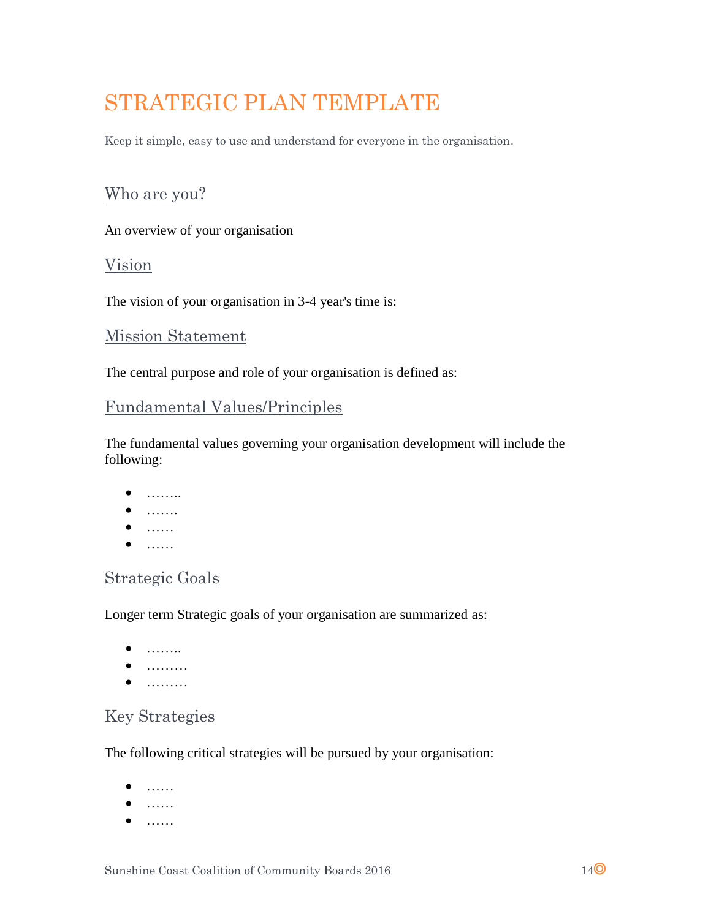# STRATEGIC PLAN TEMPLATE

Keep it simple, easy to use and understand for everyone in the organisation.

## Who are you?

An overview of your organisation

## Vision

The vision of your organisation in 3-4 year's time is:

## Mission Statement

The central purpose and role of your organisation is defined as:

## Fundamental Values/Principles

The fundamental values governing your organisation development will include the following:

- ……..
- …….
- ……
- ……

## Strategic Goals

Longer term Strategic goals of your organisation are summarized as:

- ……..
- ………
- ………

## Key Strategies

The following critical strategies will be pursued by your organisation:

- ……
- ……
- ……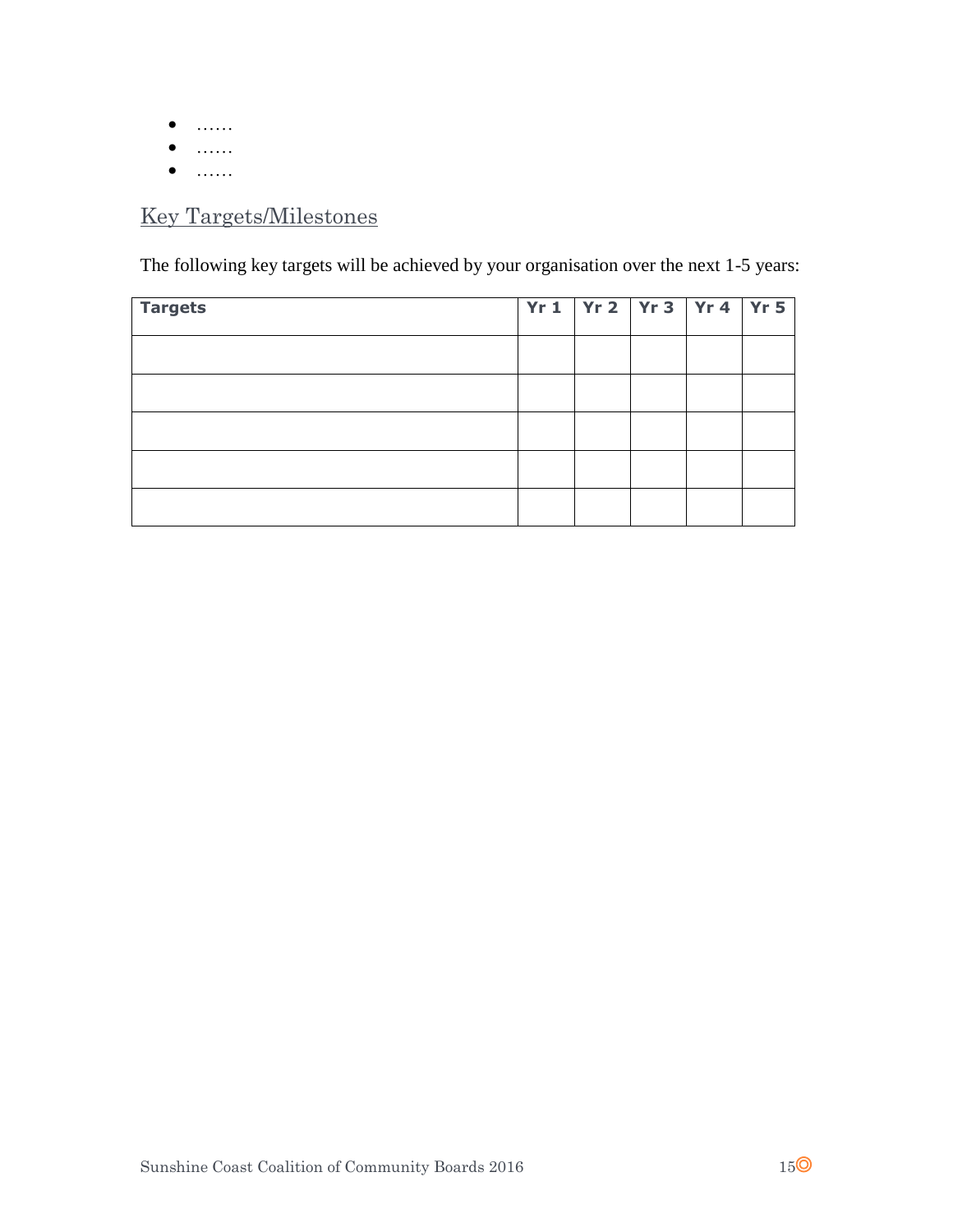- ……
- ……
- ……

## Key Targets/Milestones

The following key targets will be achieved by your organisation over the next 1-5 years:

| Targets | Yr 1 | Yr 2 | Yr 3 | Yr 4 | Yr 5 |
|---|---|---|---|---|---|
| | | | | | |
| | | | | | |
| | | | | | |
| | | | | | |
| | | | | | |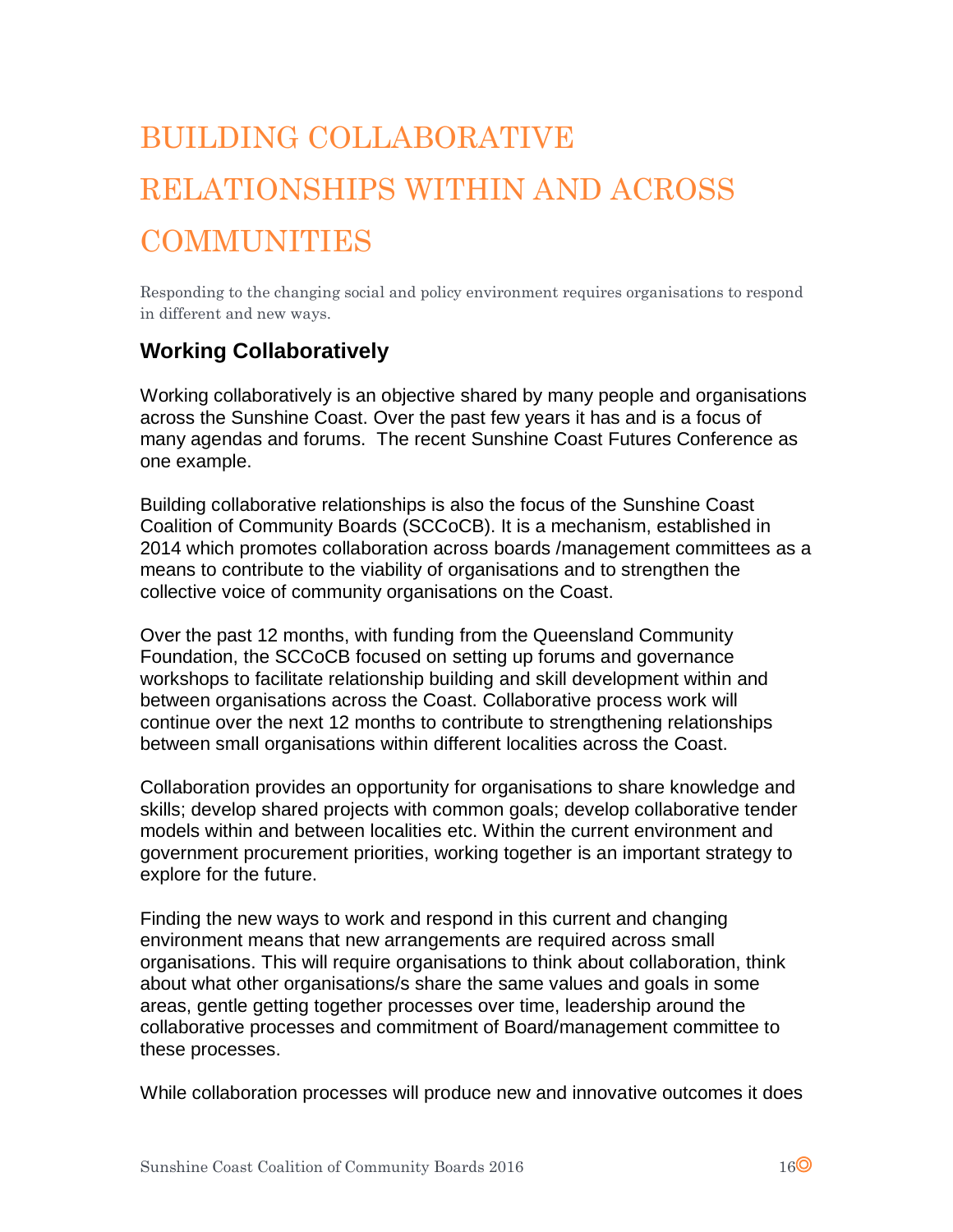# BUILDING COLLABORATIVE RELATIONSHIPS WITHIN AND ACROSS COMMUNITIES

Responding to the changing social and policy environment requires organisations to respond in different and new ways.

## Working Collaboratively

Working collaboratively is an objective shared by many people and organisations across the Sunshine Coast. Over the past few years it has and is a focus of many agendas and forums. The recent Sunshine Coast Futures Conference as one example.

Building collaborative relationships is also the focus of the Sunshine Coast Coalition of Community Boards (SCCoCB). It is a mechanism, established in 2014 which promotes collaboration across boards /management committees as a means to contribute to the viability of organisations and to strengthen the collective voice of community organisations on the Coast.

Over the past 12 months, with funding from the Queensland Community Foundation, the SCCoCB focused on setting up forums and governance workshops to facilitate relationship building and skill development within and between organisations across the Coast. Collaborative process work will continue over the next 12 months to contribute to strengthening relationships between small organisations within different localities across the Coast.

Collaboration provides an opportunity for organisations to share knowledge and skills; develop shared projects with common goals; develop collaborative tender models within and between localities etc. Within the current environment and government procurement priorities, working together is an important strategy to explore for the future.

Finding the new ways to work and respond in this current and changing environment means that new arrangements are required across small organisations. This will require organisations to think about collaboration, think about what other organisations/s share the same values and goals in some areas, gentle getting together processes over time, leadership around the collaborative processes and commitment of Board/management committee to these processes.

While collaboration processes will produce new and innovative outcomes it does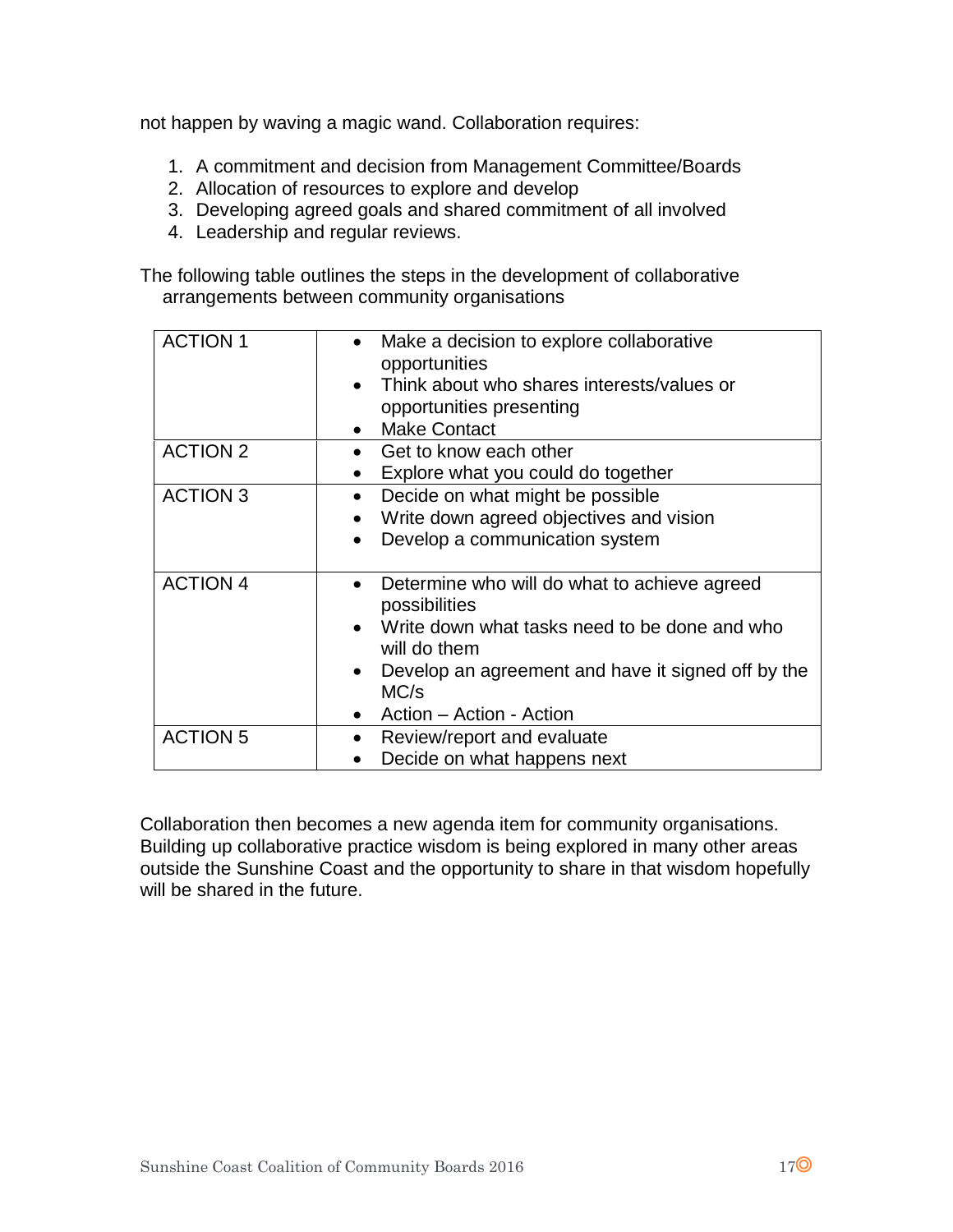not happen by waving a magic wand. Collaboration requires:

1. A commitment and decision from Management Committee/Boards
2. Allocation of resources to explore and develop
3. Developing agreed goals and shared commitment of all involved
4. Leadership and regular reviews.

The following table outlines the steps in the development of collaborative arrangements between community organisations

| | |
|---|---|
| ACTION 1 | • Make a decision to explore collaborative opportunities<br>• Think about who shares interests/values or opportunities presenting<br>• Make Contact |
| ACTION 2 | • Get to know each other<br>• Explore what you could do together |
| ACTION 3 | • Decide on what might be possible<br>• Write down agreed objectives and vision<br>• Develop a communication system |
| ACTION 4 | • Determine who will do what to achieve agreed possibilities<br>• Write down what tasks need to be done and who will do them<br>• Develop an agreement and have it signed off by the MC/s<br>• Action – Action - Action |
| ACTION 5 | • Review/report and evaluate<br>• Decide on what happens next |

Collaboration then becomes a new agenda item for community organisations. Building up collaborative practice wisdom is being explored in many other areas outside the Sunshine Coast and the opportunity to share in that wisdom hopefully will be shared in the future.